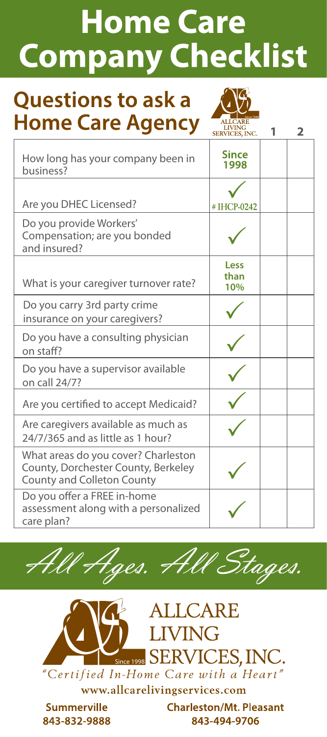# Home Care Company Checklist

## Questions to ask a Home Care Agency

| Questions to ask a Home Care Agency | ALLCARE LIVING SERVICES, INC. | 1 | 2 |
|---|---|---|---|
| How long has your company been in business? | **Since 1998** | | |
| Are you DHEC Licensed? | ✓ # IHCP-0242 | | |
| Do you provide Workers' Compensation; are you bonded and insured? | ✓ | | |
| What is your caregiver turnover rate? | **Less than 10%** | | |
| Do you carry 3rd party crime insurance on your caregivers? | ✓ | | |
| Do you have a consulting physician on staff? | ✓ | | |
| Do you have a supervisor available on call 24/7? | ✓ | | |
| Are you certified to accept Medicaid? | ✓ | | |
| Are caregivers available as much as 24/7/365 and as little as 1 hour? | ✓ | | |
| What areas do you cover? Charleston County, Dorchester County, Berkeley County and Colleton County | ✓ | | |
| Do you offer a FREE in-home assessment along with a personalized care plan? | ✓ | | |

*All Ages. All Stages.*

ALLCARE LIVING SERVICES, INC.

Since 1998

*"Certified In-Home Care with a Heart"*

www.allcarelivingservices.com

**Summerville**
843-832-9888

**Charleston/Mt. Pleasant**
843-494-9706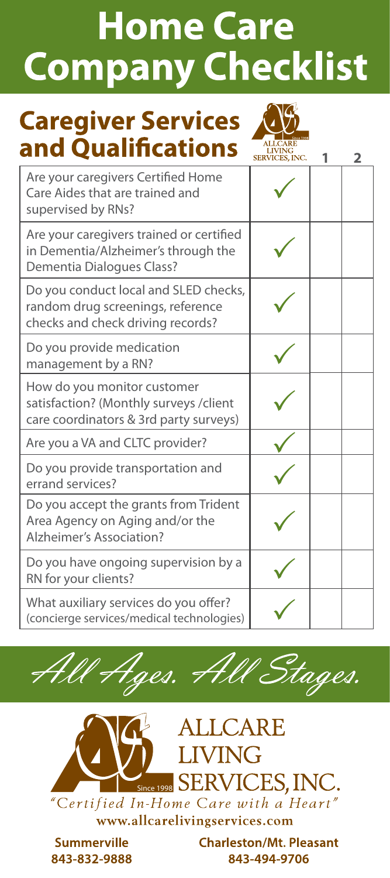# Home Care Company Checklist

## Caregiver Services and Qualifications

| | ALLCARE LIVING SERVICES, INC. | 1 | 2 |
|---|---|---|---|
| Are your caregivers Certified Home Care Aides that are trained and supervised by RNs? | ✓ | | |
| Are your caregivers trained or certified in Dementia/Alzheimer's through the Dementia Dialogues Class? | ✓ | | |
| Do you conduct local and SLED checks, random drug screenings, reference checks and check driving records? | ✓ | | |
| Do you provide medication management by a RN? | ✓ | | |
| How do you monitor customer satisfaction? (Monthly surveys /client care coordinators & 3rd party surveys) | ✓ | | |
| Are you a VA and CLTC provider? | ✓ | | |
| Do you provide transportation and errand services? | ✓ | | |
| Do you accept the grants from Trident Area Agency on Aging and/or the Alzheimer's Association? | ✓ | | |
| Do you have ongoing supervision by a RN for your clients? | ✓ | | |
| What auxiliary services do you offer? (concierge services/medical technologies) | ✓ | | |

*All Ages. All Stages.*

ALLCARE LIVING SERVICES, INC.

Since 1998

*"Certified In-Home Care with a Heart"*

www.allcarelivingservices.com

**Summerville**
**843-832-9888**

**Charleston/Mt. Pleasant**
**843-494-9706**